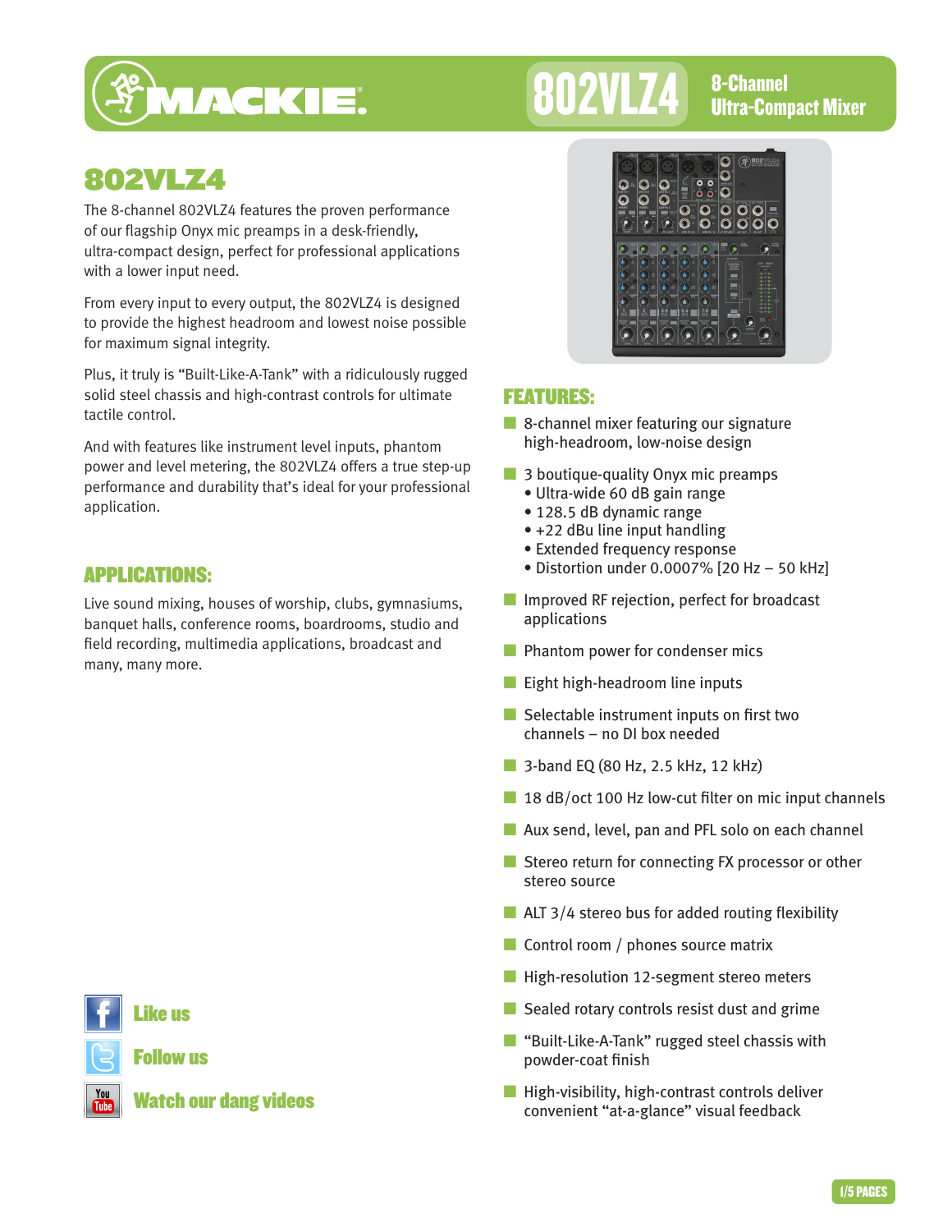# MACKIE.

## 802VLZ4 8-Channel Ultra-Compact Mixer

# 802VLZ4

The 8-channel 802VLZ4 features the proven performance of our flagship Onyx mic preamps in a desk-friendly, ultra-compact design, perfect for professional applications with a lower input need.

From every input to every output, the 802VLZ4 is designed to provide the highest headroom and lowest noise possible for maximum signal integrity.

Plus, it truly is “Built-Like-A-Tank” with a ridiculously rugged solid steel chassis and high-contrast controls for ultimate tactile control.

And with features like instrument level inputs, phantom power and level metering, the 802VLZ4 offers a true step-up performance and durability that’s ideal for your professional application.

## APPLICATIONS:

Live sound mixing, houses of worship, clubs, gymnasiums, banquet halls, conference rooms, boardrooms, studio and field recording, multimedia applications, broadcast and many, many more.

Like us

Follow us

Watch our dang videos

## FEATURES:

- 8-channel mixer featuring our signature high-headroom, low-noise design
- 3 boutique-quality Onyx mic preamps
  - Ultra-wide 60 dB gain range
  - 128.5 dB dynamic range
  - +22 dBu line input handling
  - Extended frequency response
  - Distortion under 0.0007% [20 Hz – 50 kHz]
- Improved RF rejection, perfect for broadcast applications
- Phantom power for condenser mics
- Eight high-headroom line inputs
- Selectable instrument inputs on first two channels – no DI box needed
- 3-band EQ (80 Hz, 2.5 kHz, 12 kHz)
- 18 dB/oct 100 Hz low-cut filter on mic input channels
- Aux send, level, pan and PFL solo on each channel
- Stereo return for connecting FX processor or other stereo source
- ALT 3/4 stereo bus for added routing flexibility
- Control room / phones source matrix
- High-resolution 12-segment stereo meters
- Sealed rotary controls resist dust and grime
- “Built-Like-A-Tank” rugged steel chassis with powder-coat finish
- High-visibility, high-contrast controls deliver convenient “at-a-glance” visual feedback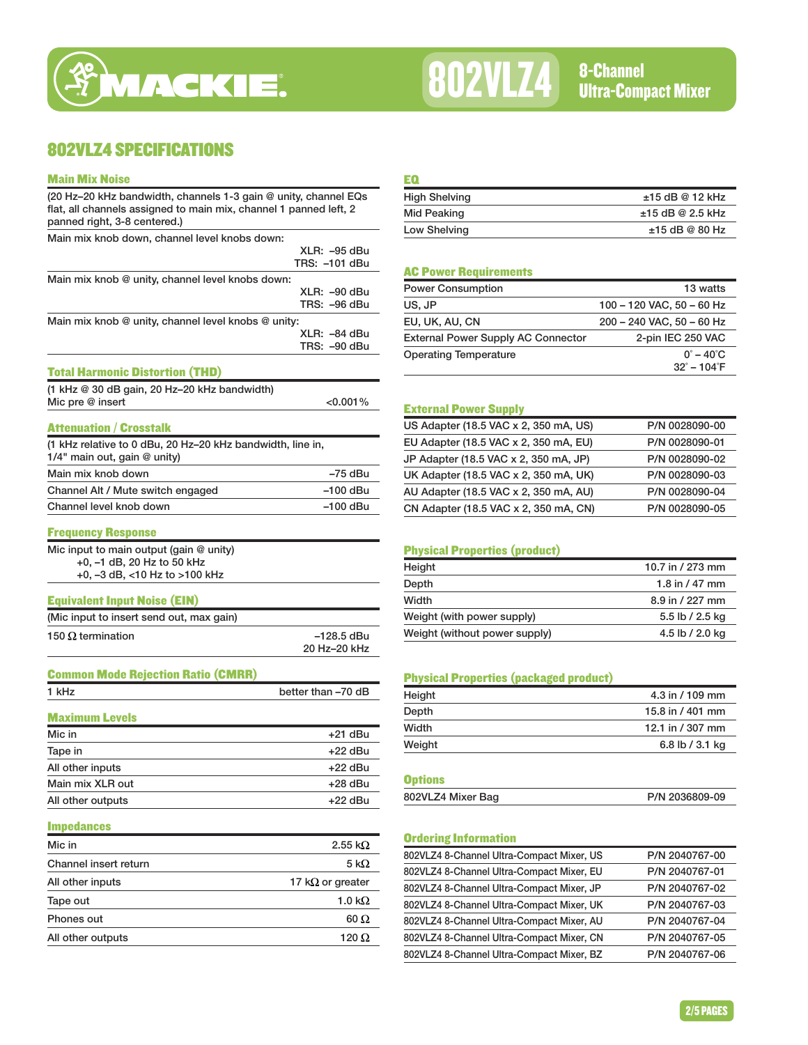# MACKIE. 802VLZ4 8-Channel Ultra-Compact Mixer

## 802VLZ4 SPECIFICATIONS

### Main Mix Noise

(20 Hz–20 kHz bandwidth, channels 1-3 gain @ unity, channel EQs flat, all channels assigned to main mix, channel 1 panned left, 2 panned right, 3-8 centered.)

| | |
|---|---|
| Main mix knob down, channel level knobs down: | XLR: –95 dBu<br>TRS: –101 dBu |
| Main mix knob @ unity, channel level knobs down: | XLR: –90 dBu<br>TRS: –96 dBu |
| Main mix knob @ unity, channel level knobs @ unity: | XLR: –84 dBu<br>TRS: –90 dBu |

### Total Harmonic Distortion (THD)

(1 kHz @ 30 dB gain, 20 Hz–20 kHz bandwidth)

| | |
|---|---|
| Mic pre @ insert | <0.001% |

### Attenuation / Crosstalk

(1 kHz relative to 0 dBu, 20 Hz–20 kHz bandwidth, line in, 1/4" main out, gain @ unity)

| | |
|---|---|
| Main mix knob down | –75 dBu |
| Channel Alt / Mute switch engaged | –100 dBu |
| Channel level knob down | –100 dBu |

### Frequency Response

Mic input to main output (gain @ unity)
- +0, –1 dB, 20 Hz to 50 kHz
- +0, –3 dB, <10 Hz to >100 kHz

### Equivalent Input Noise (EIN)

(Mic input to insert send out, max gain)

| | |
|---|---|
| 150 Ω termination | –128.5 dBu<br>20 Hz–20 kHz |

### Common Mode Rejection Ratio (CMRR)

| | |
|---|---|
| 1 kHz | better than –70 dB |

### Maximum Levels

| | |
|---|---|
| Mic in | +21 dBu |
| Tape in | +22 dBu |
| All other inputs | +22 dBu |
| Main mix XLR out | +28 dBu |
| All other outputs | +22 dBu |

### Impedances

| | |
|---|---|
| Mic in | 2.55 kΩ |
| Channel insert return | 5 kΩ |
| All other inputs | 17 kΩ or greater |
| Tape out | 1.0 kΩ |
| Phones out | 60 Ω |
| All other outputs | 120 Ω |

### EQ

| | |
|---|---|
| High Shelving | ±15 dB @ 12 kHz |
| Mid Peaking | ±15 dB @ 2.5 kHz |
| Low Shelving | ±15 dB @ 80 Hz |

### AC Power Requirements

| | |
|---|---|
| Power Consumption | 13 watts |
| US, JP | 100 – 120 VAC, 50 – 60 Hz |
| EU, UK, AU, CN | 200 – 240 VAC, 50 – 60 Hz |
| External Power Supply AC Connector | 2-pin IEC 250 VAC |
| Operating Temperature | 0° – 40°C<br>32° – 104°F |

### External Power Supply

| | |
|---|---|
| US Adapter (18.5 VAC x 2, 350 mA, US) | P/N 0028090-00 |
| EU Adapter (18.5 VAC x 2, 350 mA, EU) | P/N 0028090-01 |
| JP Adapter (18.5 VAC x 2, 350 mA, JP) | P/N 0028090-02 |
| UK Adapter (18.5 VAC x 2, 350 mA, UK) | P/N 0028090-03 |
| AU Adapter (18.5 VAC x 2, 350 mA, AU) | P/N 0028090-04 |
| CN Adapter (18.5 VAC x 2, 350 mA, CN) | P/N 0028090-05 |

### Physical Properties (product)

| | |
|---|---|
| Height | 10.7 in / 273 mm |
| Depth | 1.8 in / 47 mm |
| Width | 8.9 in / 227 mm |
| Weight (with power supply) | 5.5 lb / 2.5 kg |
| Weight (without power supply) | 4.5 lb / 2.0 kg |

### Physical Properties (packaged product)

| | |
|---|---|
| Height | 4.3 in / 109 mm |
| Depth | 15.8 in / 401 mm |
| Width | 12.1 in / 307 mm |
| Weight | 6.8 lb / 3.1 kg |

### Options

| | |
|---|---|
| 802VLZ4 Mixer Bag | P/N 2036809-09 |

### Ordering Information

| | |
|---|---|
| 802VLZ4 8-Channel Ultra-Compact Mixer, US | P/N 2040767-00 |
| 802VLZ4 8-Channel Ultra-Compact Mixer, EU | P/N 2040767-01 |
| 802VLZ4 8-Channel Ultra-Compact Mixer, JP | P/N 2040767-02 |
| 802VLZ4 8-Channel Ultra-Compact Mixer, UK | P/N 2040767-03 |
| 802VLZ4 8-Channel Ultra-Compact Mixer, AU | P/N 2040767-04 |
| 802VLZ4 8-Channel Ultra-Compact Mixer, CN | P/N 2040767-05 |
| 802VLZ4 8-Channel Ultra-Compact Mixer, BZ | P/N 2040767-06 |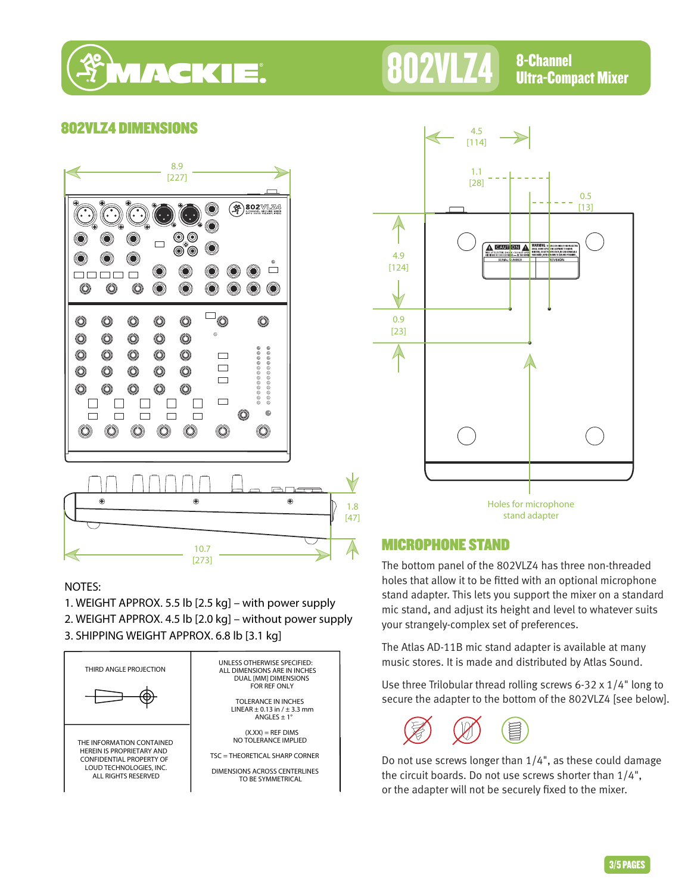# 802VLZ4 8-Channel Ultra-Compact Mixer

## 802VLZ4 DIMENSIONS

8.9 [227]

10.7 [273]

1.8 [47]

4.5 [114]

1.1 [28]

0.5 [13]

4.9 [124]

0.9 [23]

Holes for microphone stand adapter

NOTES:

1. WEIGHT APPROX. 5.5 lb [2.5 kg] – with power supply
2. WEIGHT APPROX. 4.5 lb [2.0 kg] – without power supply
3. SHIPPING WEIGHT APPROX. 6.8 lb [3.1 kg]

| THIRD ANGLE PROJECTION | UNLESS OTHERWISE SPECIFIED: ALL DIMENSIONS ARE IN INCHES DUAL [MM] DIMENSIONS FOR REF ONLY<br><br>TOLERANCE IN INCHES LINEAR ± 0.13 in / ± 3.3 mm ANGLES ± 1°<br><br>(X.XX) = REF DIMS NO TOLERANCE IMPLIED |
|---|---|
| THE INFORMATION CONTAINED HEREIN IS PROPRIETARY AND CONFIDENTIAL PROPERTY OF LOUD TECHNOLOGIES, INC. ALL RIGHTS RESERVED | TSC = THEORETICAL SHARP CORNER<br><br>DIMENSIONS ACROSS CENTERLINES TO BE SYMMETRICAL |

## MICROPHONE STAND

The bottom panel of the 802VLZ4 has three non-threaded holes that allow it to be fitted with an optional microphone stand adapter. This lets you support the mixer on a standard mic stand, and adjust its height and level to whatever suits your strangely-complex set of preferences.

The Atlas AD-11B mic stand adapter is available at many music stores. It is made and distributed by Atlas Sound.

Use three Trilobular thread rolling screws 6-32 x 1/4" long to secure the adapter to the bottom of the 802VLZ4 [see below].

Do not use screws longer than 1/4", as these could damage the circuit boards. Do not use screws shorter than 1/4", or the adapter will not be securely fixed to the mixer.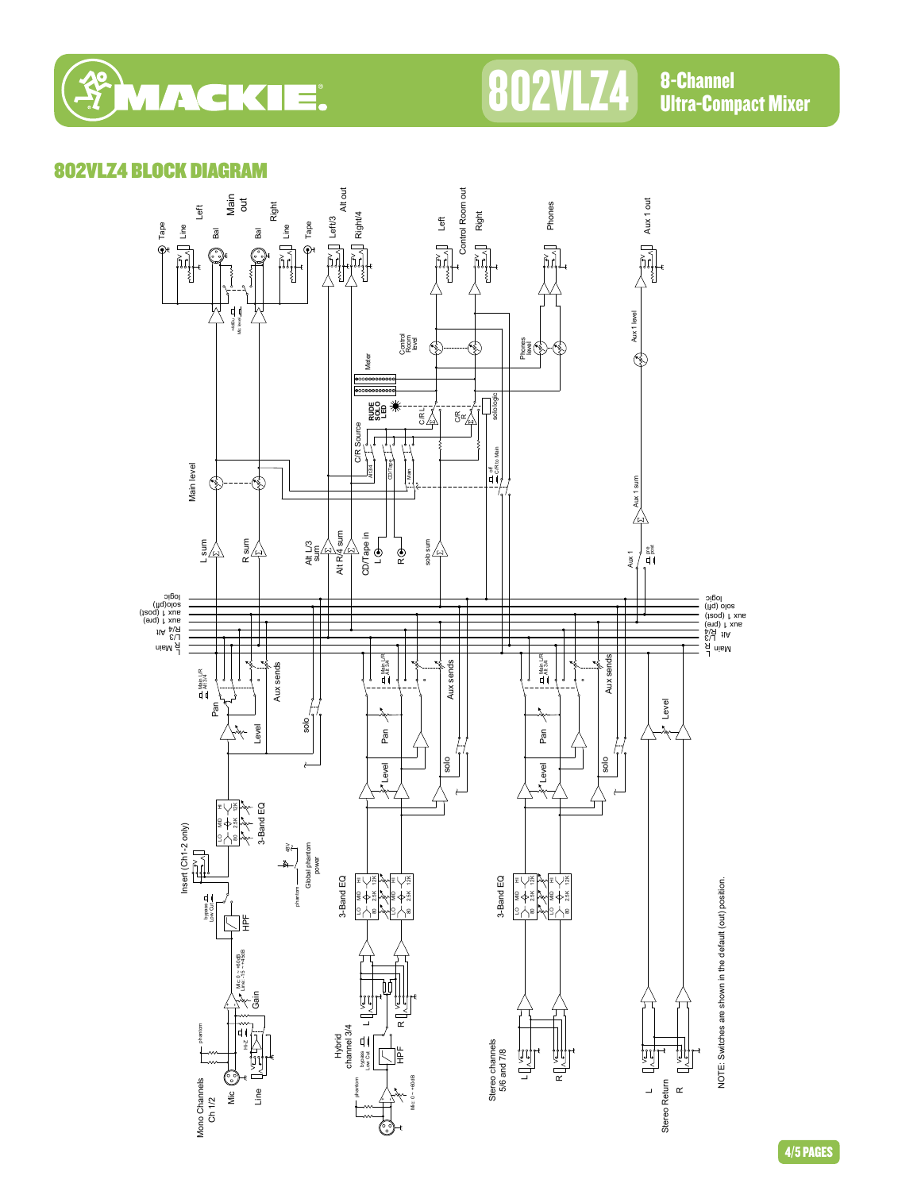## 802VLZ4 BLOCK DIAGRAM

NOTE: Switches are shown in the default (out) position.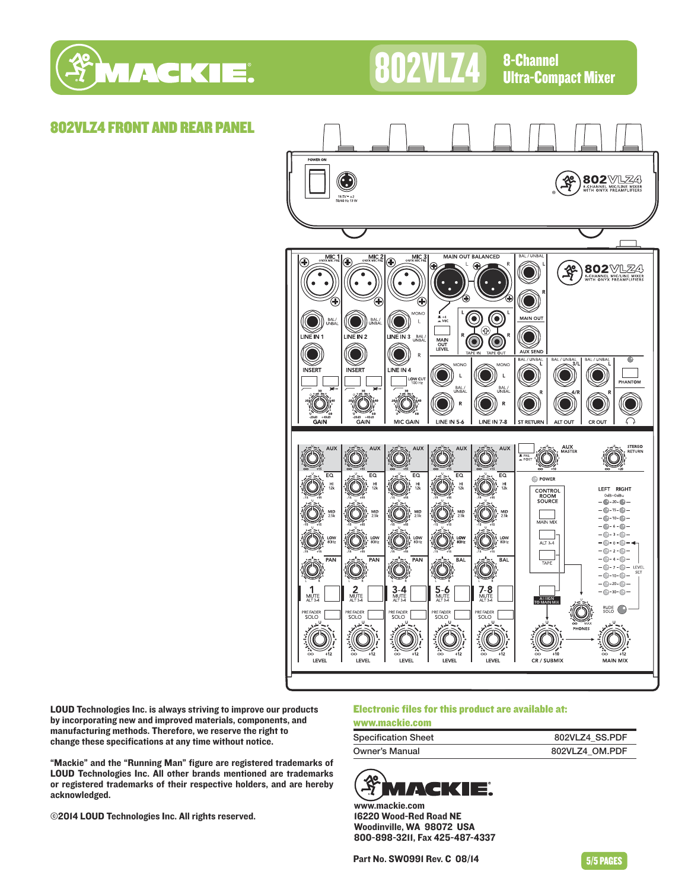# 802VLZ4 8-Channel Ultra-Compact Mixer

## 802VLZ4 FRONT AND REAR PANEL

**LOUD Technologies Inc. is always striving to improve our products by incorporating new and improved materials, components, and manufacturing methods. Therefore, we reserve the right to change these specifications at any time without notice.**

**"Mackie" and the "Running Man" figure are registered trademarks of LOUD Technologies Inc. All other brands mentioned are trademarks or registered trademarks of their respective holders, and are hereby acknowledged.**

**©2014 LOUD Technologies Inc. All rights reserved.**

**Electronic files for this product are available at:**
**www.mackie.com**

| | |
|---|---|
| Specification Sheet | 802VLZ4_SS.PDF |
| Owner's Manual | 802VLZ4_OM.PDF |

**www.mackie.com**
**16220 Wood-Red Road NE**
**Woodinville, WA 98072 USA**
**800-898-3211, Fax 425-487-4337**

**Part No. SW0991 Rev. C 08/14**